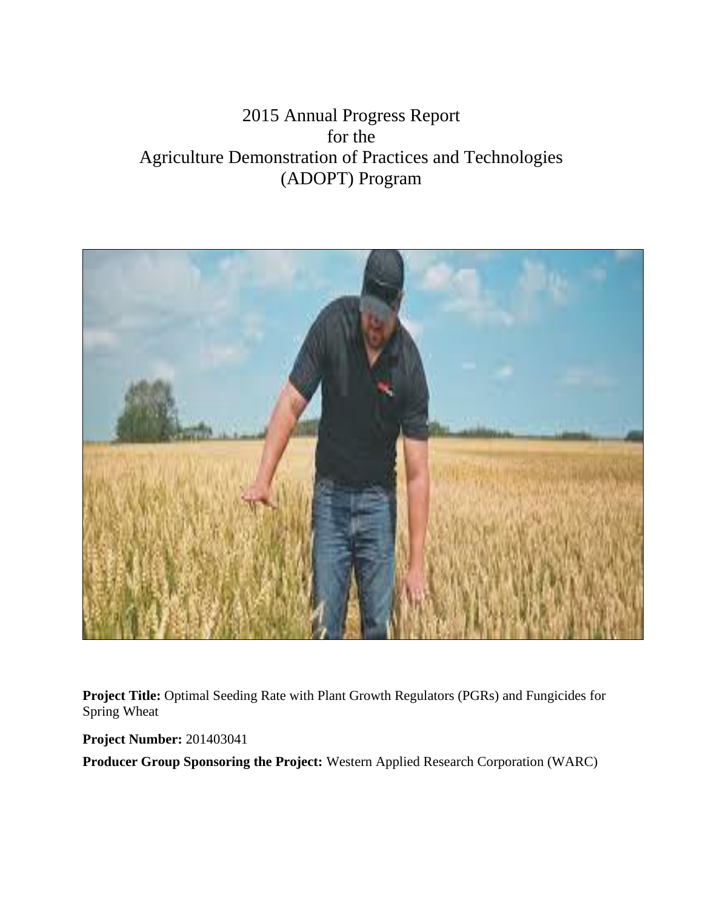# 2015 Annual Progress Report
# for the
# Agriculture Demonstration of Practices and Technologies
# (ADOPT) Program

**Project Title:** Optimal Seeding Rate with Plant Growth Regulators (PGRs) and Fungicides for Spring Wheat

**Project Number:** 201403041

**Producer Group Sponsoring the Project:** Western Applied Research Corporation (WARC)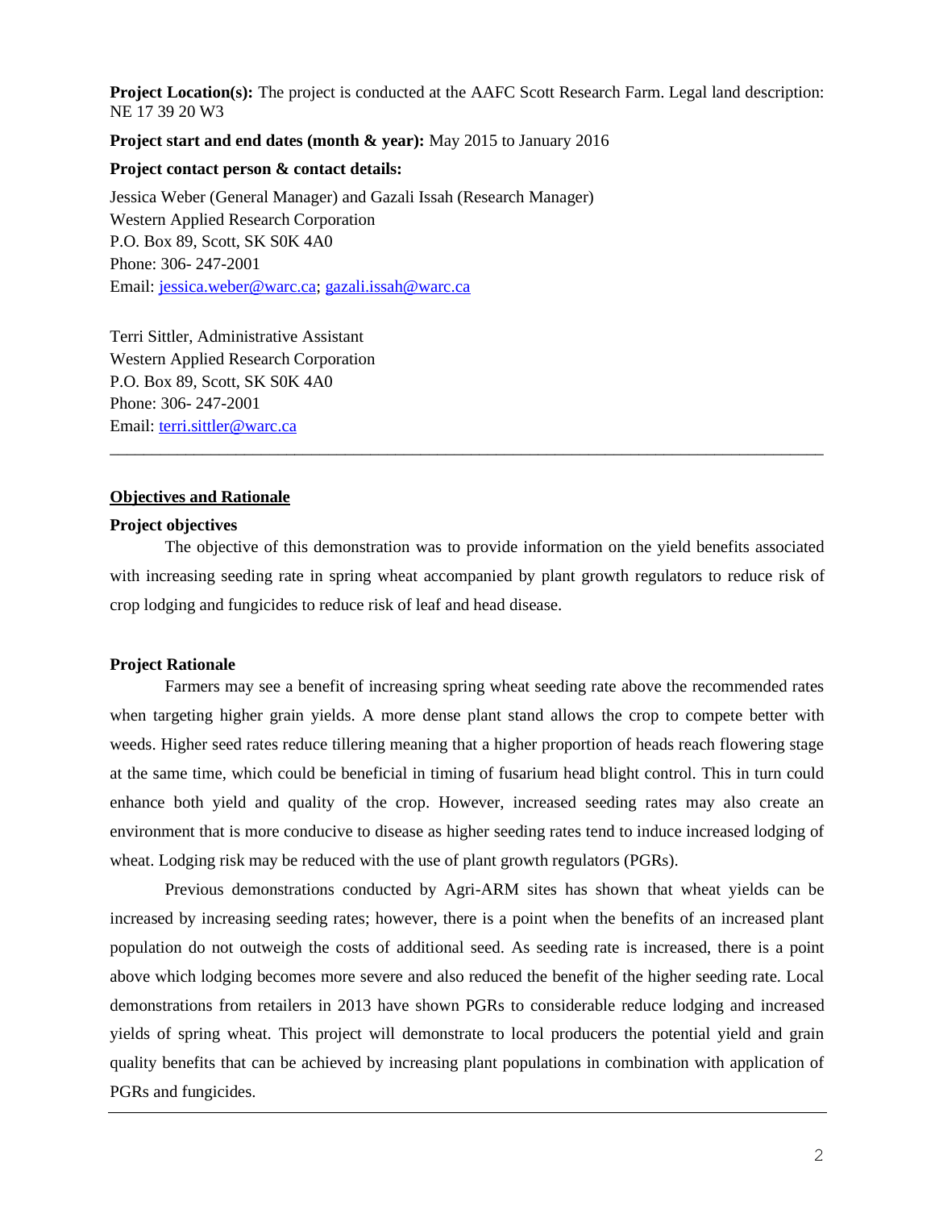**Project Location(s):** The project is conducted at the AAFC Scott Research Farm. Legal land description: NE 17 39 20 W3

**Project start and end dates (month & year):** May 2015 to January 2016

**Project contact person & contact details:**

Jessica Weber (General Manager) and Gazali Issah (Research Manager)
Western Applied Research Corporation
P.O. Box 89, Scott, SK S0K 4A0
Phone: 306- 247-2001
Email: jessica.weber@warc.ca; gazali.issah@warc.ca

Terri Sittler, Administrative Assistant
Western Applied Research Corporation
P.O. Box 89, Scott, SK S0K 4A0
Phone: 306- 247-2001
Email: terri.sittler@warc.ca

---

## Objectives and Rationale

### Project objectives

The objective of this demonstration was to provide information on the yield benefits associated with increasing seeding rate in spring wheat accompanied by plant growth regulators to reduce risk of crop lodging and fungicides to reduce risk of leaf and head disease.

### Project Rationale

Farmers may see a benefit of increasing spring wheat seeding rate above the recommended rates when targeting higher grain yields. A more dense plant stand allows the crop to compete better with weeds. Higher seed rates reduce tillering meaning that a higher proportion of heads reach flowering stage at the same time, which could be beneficial in timing of fusarium head blight control. This in turn could enhance both yield and quality of the crop. However, increased seeding rates may also create an environment that is more conducive to disease as higher seeding rates tend to induce increased lodging of wheat. Lodging risk may be reduced with the use of plant growth regulators (PGRs).

Previous demonstrations conducted by Agri-ARM sites has shown that wheat yields can be increased by increasing seeding rates; however, there is a point when the benefits of an increased plant population do not outweigh the costs of additional seed. As seeding rate is increased, there is a point above which lodging becomes more severe and also reduced the benefit of the higher seeding rate. Local demonstrations from retailers in 2013 have shown PGRs to considerable reduce lodging and increased yields of spring wheat. This project will demonstrate to local producers the potential yield and grain quality benefits that can be achieved by increasing plant populations in combination with application of PGRs and fungicides.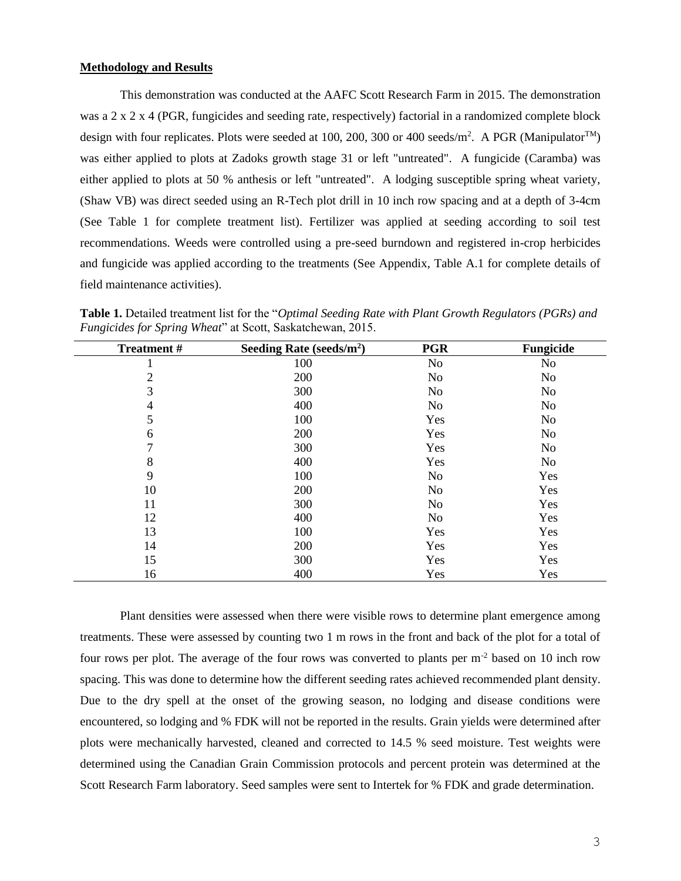**Methodology and Results**

This demonstration was conducted at the AAFC Scott Research Farm in 2015. The demonstration was a 2 x 2 x 4 (PGR, fungicides and seeding rate, respectively) factorial in a randomized complete block design with four replicates. Plots were seeded at 100, 200, 300 or 400 seeds/m$^2$. A PGR (Manipulator™) was either applied to plots at Zadoks growth stage 31 or left "untreated". A fungicide (Caramba) was either applied to plots at 50 % anthesis or left "untreated". A lodging susceptible spring wheat variety, (Shaw VB) was direct seeded using an R-Tech plot drill in 10 inch row spacing and at a depth of 3-4cm (See Table 1 for complete treatment list). Fertilizer was applied at seeding according to soil test recommendations. Weeds were controlled using a pre-seed burndown and registered in-crop herbicides and fungicide was applied according to the treatments (See Appendix, Table A.1 for complete details of field maintenance activities).

**Table 1.** Detailed treatment list for the "*Optimal Seeding Rate with Plant Growth Regulators (PGRs) and Fungicides for Spring Wheat*" at Scott, Saskatchewan, 2015.

| Treatment # | Seeding Rate (seeds/m$^2$) | PGR | Fungicide |
|---|---|---|---|
| 1 | 100 | No | No |
| 2 | 200 | No | No |
| 3 | 300 | No | No |
| 4 | 400 | No | No |
| 5 | 100 | Yes | No |
| 6 | 200 | Yes | No |
| 7 | 300 | Yes | No |
| 8 | 400 | Yes | No |
| 9 | 100 | No | Yes |
| 10 | 200 | No | Yes |
| 11 | 300 | No | Yes |
| 12 | 400 | No | Yes |
| 13 | 100 | Yes | Yes |
| 14 | 200 | Yes | Yes |
| 15 | 300 | Yes | Yes |
| 16 | 400 | Yes | Yes |

Plant densities were assessed when there were visible rows to determine plant emergence among treatments. These were assessed by counting two 1 m rows in the front and back of the plot for a total of four rows per plot. The average of the four rows was converted to plants per m$^{-2}$ based on 10 inch row spacing. This was done to determine how the different seeding rates achieved recommended plant density. Due to the dry spell at the onset of the growing season, no lodging and disease conditions were encountered, so lodging and % FDK will not be reported in the results. Grain yields were determined after plots were mechanically harvested, cleaned and corrected to 14.5 % seed moisture. Test weights were determined using the Canadian Grain Commission protocols and percent protein was determined at the Scott Research Farm laboratory. Seed samples were sent to Intertek for % FDK and grade determination.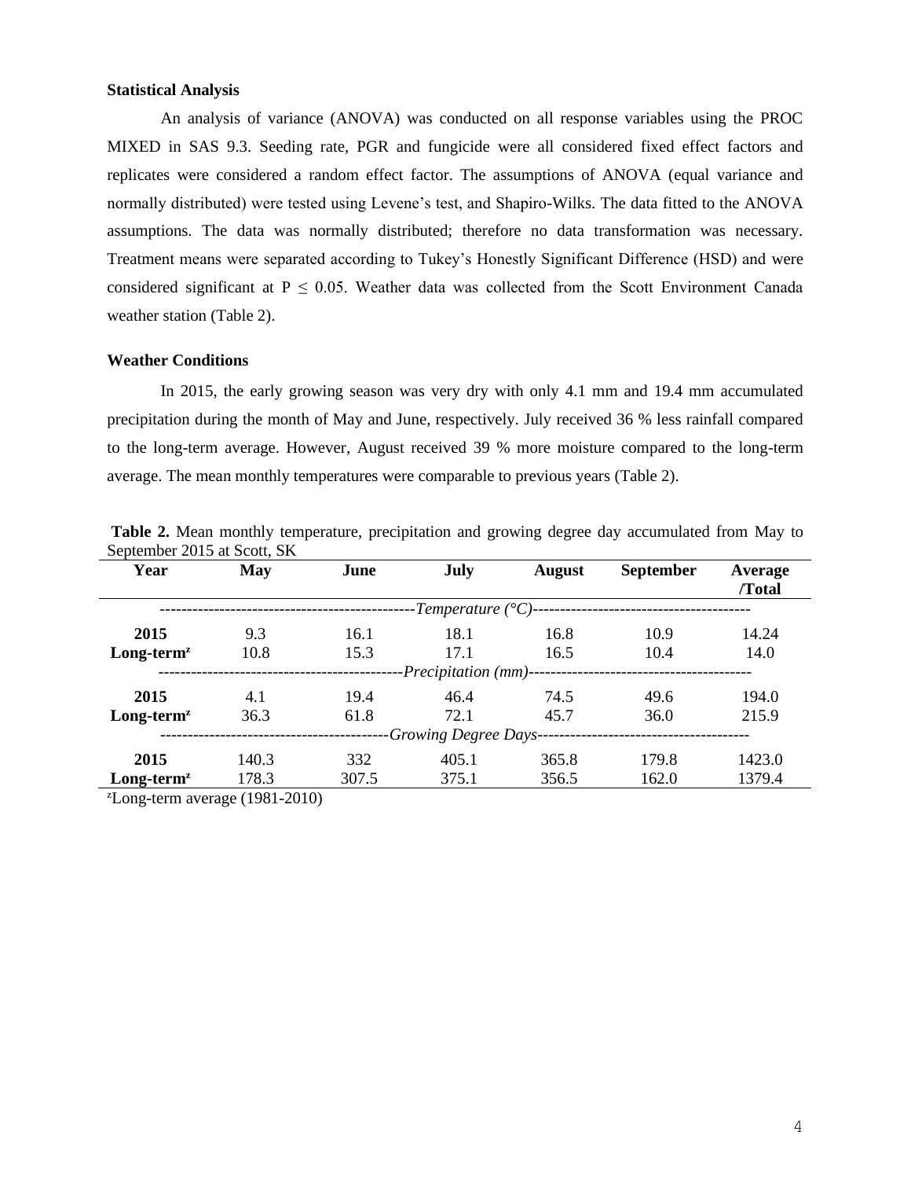**Statistical Analysis**

An analysis of variance (ANOVA) was conducted on all response variables using the PROC MIXED in SAS 9.3. Seeding rate, PGR and fungicide were all considered fixed effect factors and replicates were considered a random effect factor. The assumptions of ANOVA (equal variance and normally distributed) were tested using Levene's test, and Shapiro-Wilks. The data fitted to the ANOVA assumptions. The data was normally distributed; therefore no data transformation was necessary. Treatment means were separated according to Tukey's Honestly Significant Difference (HSD) and were considered significant at $P \leq 0.05$. Weather data was collected from the Scott Environment Canada weather station (Table 2).

**Weather Conditions**

In 2015, the early growing season was very dry with only 4.1 mm and 19.4 mm accumulated precipitation during the month of May and June, respectively. July received 36 % less rainfall compared to the long-term average. However, August received 39 % more moisture compared to the long-term average. The mean monthly temperatures were comparable to previous years (Table 2).

**Table 2.** Mean monthly temperature, precipitation and growing degree day accumulated from May to September 2015 at Scott, SK

| Year | May | June | July | August | September | Average /Total |
|---|---|---|---|---|---|---|
| | | | *Temperature (°C)* | | | |
| **2015** | 9.3 | 16.1 | 18.1 | 16.8 | 10.9 | 14.24 |
| **Long-term[z]** | 10.8 | 15.3 | 17.1 | 16.5 | 10.4 | 14.0 |
| | | | *Precipitation (mm)* | | | |
| **2015** | 4.1 | 19.4 | 46.4 | 74.5 | 49.6 | 194.0 |
| **Long-term[z]** | 36.3 | 61.8 | 72.1 | 45.7 | 36.0 | 215.9 |
| | | | *Growing Degree Days* | | | |
| **2015** | 140.3 | 332 | 405.1 | 365.8 | 179.8 | 1423.0 |
| **Long-term[z]** | 178.3 | 307.5 | 375.1 | 356.5 | 162.0 | 1379.4 |

[z]Long-term average (1981-2010)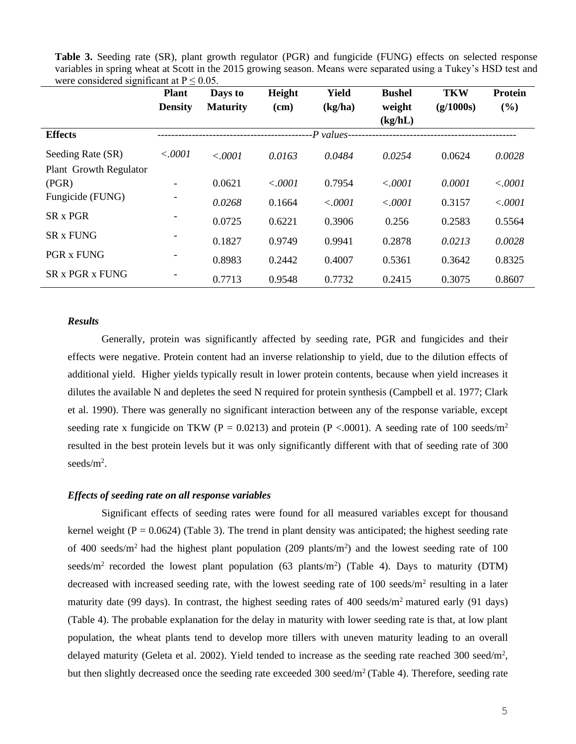**Table 3.** Seeding rate (SR), plant growth regulator (PGR) and fungicide (FUNG) effects on selected response variables in spring wheat at Scott in the 2015 growing season. Means were separated using a Tukey's HSD test and were considered significant at $P \leq 0.05$.

| | Plant Density | Days to Maturity | Height (cm) | Yield (kg/ha) | Bushel weight (kg/hL) | TKW (g/1000s) | Protein (%) |
|---|---|---|---|---|---|---|---|
| **Effects** | *P values* | | | | | | |
| Seeding Rate (SR) | *<.0001* | *<.0001* | *0.0163* | *0.0484* | *0.0254* | 0.0624 | *0.0028* |
| Plant Growth Regulator (PGR) | - | 0.0621 | *<.0001* | 0.7954 | *<.0001* | *0.0001* | *<.0001* |
| Fungicide (FUNG) | - | *0.0268* | 0.1664 | *<.0001* | *<.0001* | 0.3157 | *<.0001* |
| SR x PGR | - | 0.0725 | 0.6221 | 0.3906 | 0.256 | 0.2583 | 0.5564 |
| SR x FUNG | - | 0.1827 | 0.9749 | 0.9941 | 0.2878 | *0.0213* | *0.0028* |
| PGR x FUNG | - | 0.8983 | 0.2442 | 0.4007 | 0.5361 | 0.3642 | 0.8325 |
| SR x PGR x FUNG | - | 0.7713 | 0.9548 | 0.7732 | 0.2415 | 0.3075 | 0.8607 |

### *Results*

Generally, protein was significantly affected by seeding rate, PGR and fungicides and their effects were negative. Protein content had an inverse relationship to yield, due to the dilution effects of additional yield. Higher yields typically result in lower protein contents, because when yield increases it dilutes the available N and depletes the seed N required for protein synthesis (Campbell et al. 1977; Clark et al. 1990). There was generally no significant interaction between any of the response variable, except seeding rate x fungicide on TKW ($P = 0.0213$) and protein ($P <.0001$). A seeding rate of 100 seeds/m$^2$ resulted in the best protein levels but it was only significantly different with that of seeding rate of 300 seeds/m$^2$.

### *Effects of seeding rate on all response variables*

Significant effects of seeding rates were found for all measured variables except for thousand kernel weight ($P = 0.0624$) (Table 3). The trend in plant density was anticipated; the highest seeding rate of 400 seeds/m$^2$ had the highest plant population (209 plants/m$^2$) and the lowest seeding rate of 100 seeds/m$^2$ recorded the lowest plant population (63 plants/m$^2$) (Table 4). Days to maturity (DTM) decreased with increased seeding rate, with the lowest seeding rate of 100 seeds/m$^2$ resulting in a later maturity date (99 days). In contrast, the highest seeding rates of 400 seeds/m$^2$ matured early (91 days) (Table 4). The probable explanation for the delay in maturity with lower seeding rate is that, at low plant population, the wheat plants tend to develop more tillers with uneven maturity leading to an overall delayed maturity (Geleta et al. 2002). Yield tended to increase as the seeding rate reached 300 seed/m$^2$, but then slightly decreased once the seeding rate exceeded 300 seed/m$^2$ (Table 4). Therefore, seeding rate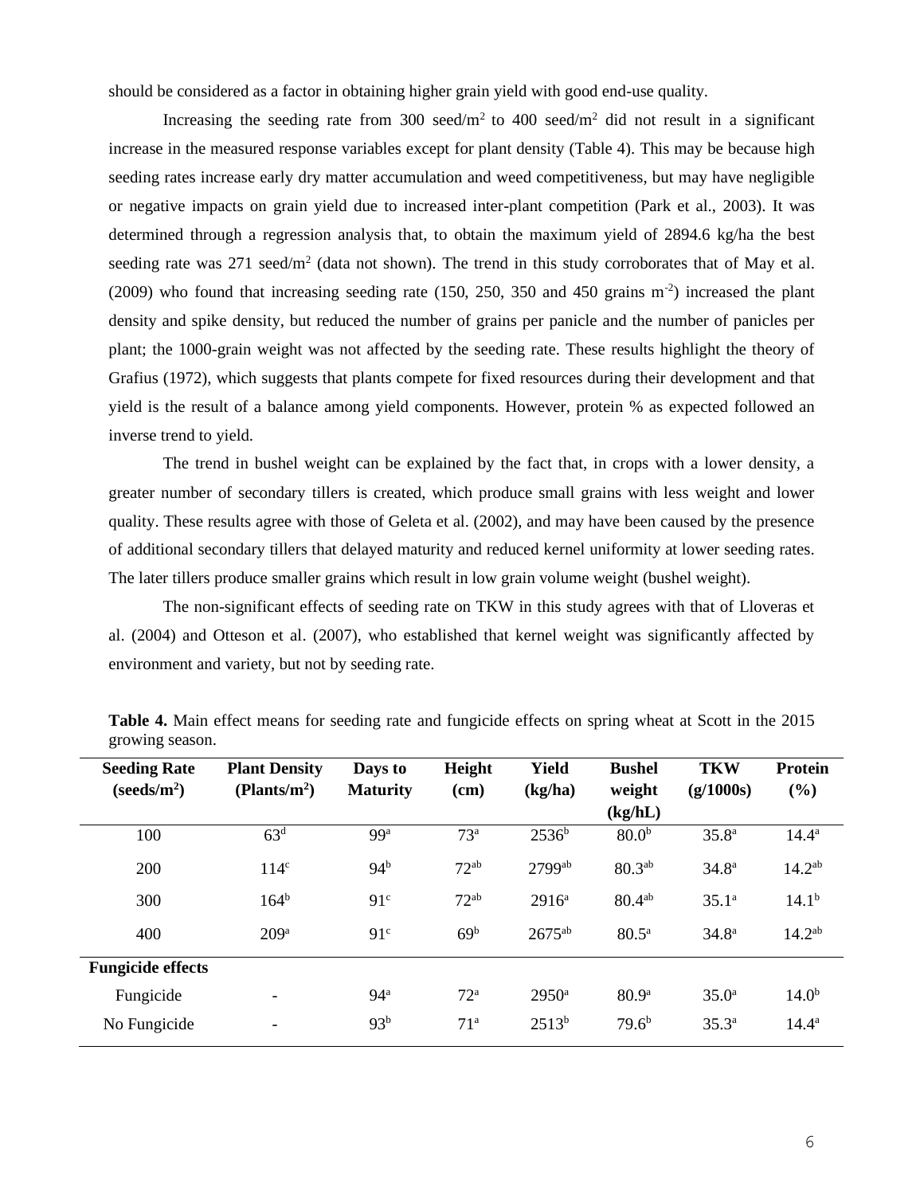should be considered as a factor in obtaining higher grain yield with good end-use quality.

Increasing the seeding rate from 300 seed/m$^2$ to 400 seed/m$^2$ did not result in a significant increase in the measured response variables except for plant density (Table 4). This may be because high seeding rates increase early dry matter accumulation and weed competitiveness, but may have negligible or negative impacts on grain yield due to increased inter-plant competition (Park et al., 2003). It was determined through a regression analysis that, to obtain the maximum yield of 2894.6 kg/ha the best seeding rate was 271 seed/m$^2$ (data not shown). The trend in this study corroborates that of May et al. (2009) who found that increasing seeding rate (150, 250, 350 and 450 grains m$^{-2}$) increased the plant density and spike density, but reduced the number of grains per panicle and the number of panicles per plant; the 1000-grain weight was not affected by the seeding rate. These results highlight the theory of Grafius (1972), which suggests that plants compete for fixed resources during their development and that yield is the result of a balance among yield components. However, protein % as expected followed an inverse trend to yield.

The trend in bushel weight can be explained by the fact that, in crops with a lower density, a greater number of secondary tillers is created, which produce small grains with less weight and lower quality. These results agree with those of Geleta et al. (2002), and may have been caused by the presence of additional secondary tillers that delayed maturity and reduced kernel uniformity at lower seeding rates. The later tillers produce smaller grains which result in low grain volume weight (bushel weight).

The non-significant effects of seeding rate on TKW in this study agrees with that of Lloveras et al. (2004) and Otteson et al. (2007), who established that kernel weight was significantly affected by environment and variety, but not by seeding rate.

**Table 4.** Main effect means for seeding rate and fungicide effects on spring wheat at Scott in the 2015 growing season.

| Seeding Rate (seeds/m$^2$) | Plant Density (Plants/m$^2$) | Days to Maturity | Height (cm) | Yield (kg/ha) | Bushel weight (kg/hL) | TKW (g/1000s) | Protein (%) |
|---|---|---|---|---|---|---|---|
| 100 | 63$^{d}$ | 99$^{a}$ | 73$^{a}$ | 2536$^{b}$ | 80.0$^{b}$ | 35.8$^{a}$ | 14.4$^{a}$ |
| 200 | 114$^{c}$ | 94$^{b}$ | 72$^{ab}$ | 2799$^{ab}$ | 80.3$^{ab}$ | 34.8$^{a}$ | 14.2$^{ab}$ |
| 300 | 164$^{b}$ | 91$^{c}$ | 72$^{ab}$ | 2916$^{a}$ | 80.4$^{ab}$ | 35.1$^{a}$ | 14.1$^{b}$ |
| 400 | 209$^{a}$ | 91$^{c}$ | 69$^{b}$ | 2675$^{ab}$ | 80.5$^{a}$ | 34.8$^{a}$ | 14.2$^{ab}$ |
| **Fungicide effects** | | | | | | | |
| Fungicide | - | 94$^{a}$ | 72$^{a}$ | 2950$^{a}$ | 80.9$^{a}$ | 35.0$^{a}$ | 14.0$^{b}$ |
| No Fungicide | - | 93$^{b}$ | 71$^{a}$ | 2513$^{b}$ | 79.6$^{b}$ | 35.3$^{a}$ | 14.4$^{a}$ |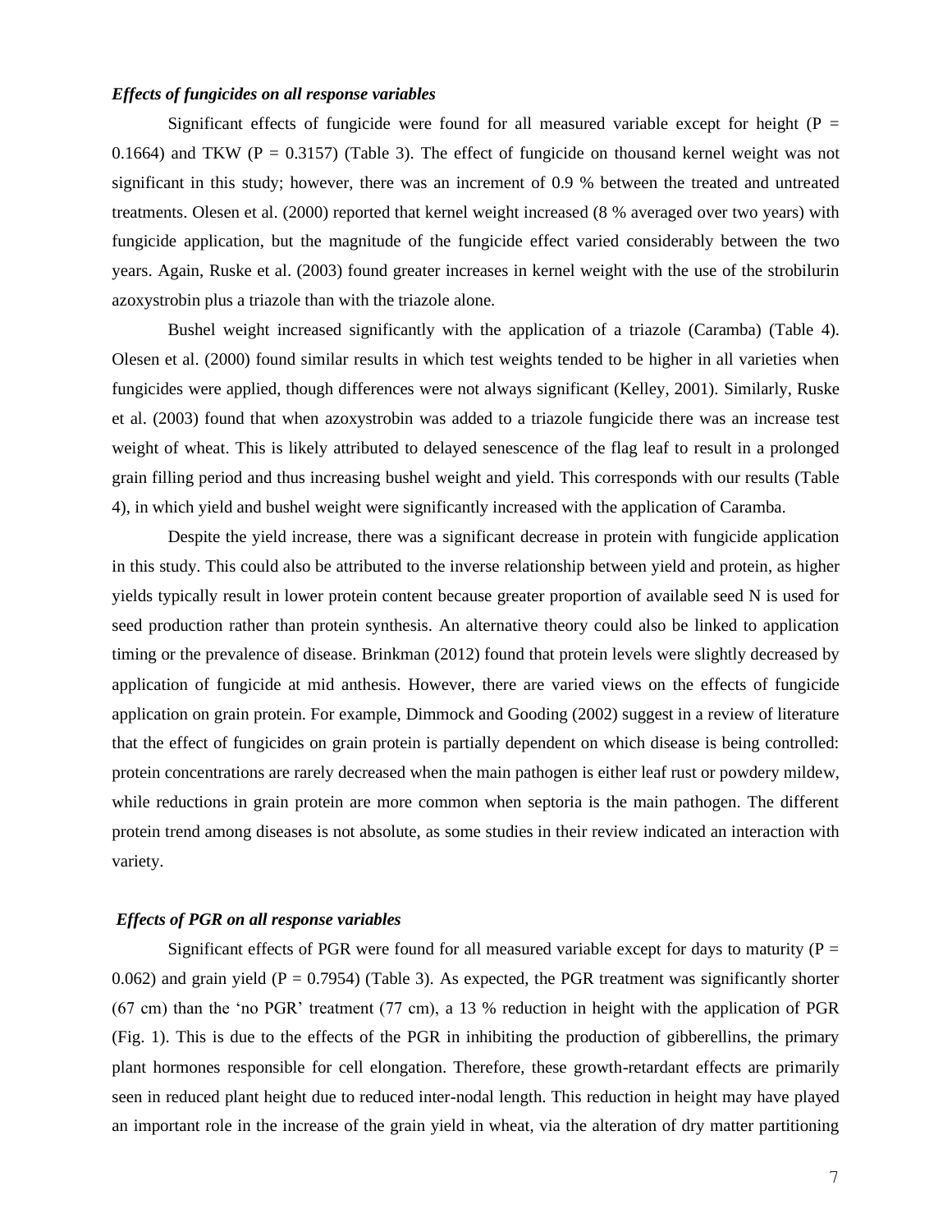***Effects of fungicides on all response variables***

Significant effects of fungicide were found for all measured variable except for height (P = 0.1664) and TKW (P = 0.3157) (Table 3). The effect of fungicide on thousand kernel weight was not significant in this study; however, there was an increment of 0.9 % between the treated and untreated treatments. Olesen et al. (2000) reported that kernel weight increased (8 % averaged over two years) with fungicide application, but the magnitude of the fungicide effect varied considerably between the two years. Again, Ruske et al. (2003) found greater increases in kernel weight with the use of the strobilurin azoxystrobin plus a triazole than with the triazole alone.

Bushel weight increased significantly with the application of a triazole (Caramba) (Table 4). Olesen et al. (2000) found similar results in which test weights tended to be higher in all varieties when fungicides were applied, though differences were not always significant (Kelley, 2001). Similarly, Ruske et al. (2003) found that when azoxystrobin was added to a triazole fungicide there was an increase test weight of wheat. This is likely attributed to delayed senescence of the flag leaf to result in a prolonged grain filling period and thus increasing bushel weight and yield. This corresponds with our results (Table 4), in which yield and bushel weight were significantly increased with the application of Caramba.

Despite the yield increase, there was a significant decrease in protein with fungicide application in this study. This could also be attributed to the inverse relationship between yield and protein, as higher yields typically result in lower protein content because greater proportion of available seed N is used for seed production rather than protein synthesis. An alternative theory could also be linked to application timing or the prevalence of disease. Brinkman (2012) found that protein levels were slightly decreased by application of fungicide at mid anthesis. However, there are varied views on the effects of fungicide application on grain protein. For example, Dimmock and Gooding (2002) suggest in a review of literature that the effect of fungicides on grain protein is partially dependent on which disease is being controlled: protein concentrations are rarely decreased when the main pathogen is either leaf rust or powdery mildew, while reductions in grain protein are more common when septoria is the main pathogen. The different protein trend among diseases is not absolute, as some studies in their review indicated an interaction with variety.

***Effects of PGR on all response variables***

Significant effects of PGR were found for all measured variable except for days to maturity (P = 0.062) and grain yield (P = 0.7954) (Table 3). As expected, the PGR treatment was significantly shorter (67 cm) than the 'no PGR' treatment (77 cm), a 13 % reduction in height with the application of PGR (Fig. 1). This is due to the effects of the PGR in inhibiting the production of gibberellins, the primary plant hormones responsible for cell elongation. Therefore, these growth-retardant effects are primarily seen in reduced plant height due to reduced inter-nodal length. This reduction in height may have played an important role in the increase of the grain yield in wheat, via the alteration of dry matter partitioning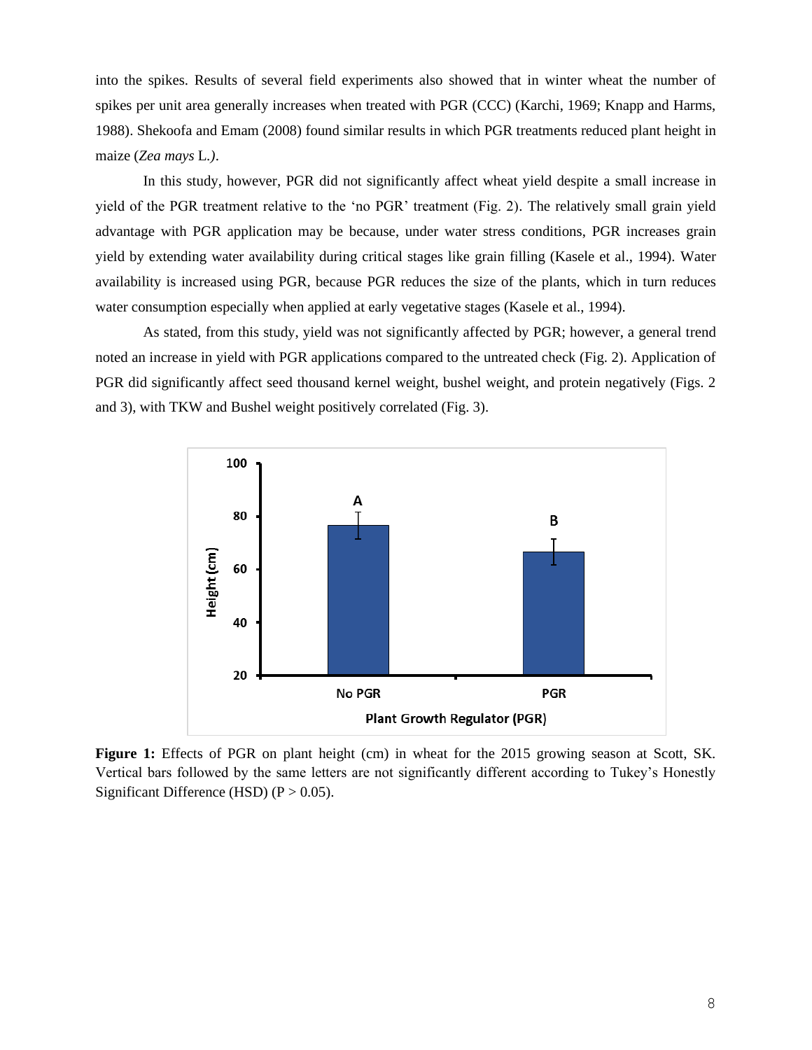into the spikes. Results of several field experiments also showed that in winter wheat the number of spikes per unit area generally increases when treated with PGR (CCC) (Karchi, 1969; Knapp and Harms, 1988). Shekoofa and Emam (2008) found similar results in which PGR treatments reduced plant height in maize (*Zea mays* L.*)*.

In this study, however, PGR did not significantly affect wheat yield despite a small increase in yield of the PGR treatment relative to the 'no PGR' treatment (Fig. 2). The relatively small grain yield advantage with PGR application may be because, under water stress conditions, PGR increases grain yield by extending water availability during critical stages like grain filling (Kasele et al., 1994). Water availability is increased using PGR, because PGR reduces the size of the plants, which in turn reduces water consumption especially when applied at early vegetative stages (Kasele et al., 1994).

As stated, from this study, yield was not significantly affected by PGR; however, a general trend noted an increase in yield with PGR applications compared to the untreated check (Fig. 2). Application of PGR did significantly affect seed thousand kernel weight, bushel weight, and protein negatively (Figs. 2 and 3), with TKW and Bushel weight positively correlated (Fig. 3).

**Figure 1:** Effects of PGR on plant height (cm) in wheat for the 2015 growing season at Scott, SK. Vertical bars followed by the same letters are not significantly different according to Tukey's Honestly Significant Difference (HSD) ($P > 0.05$).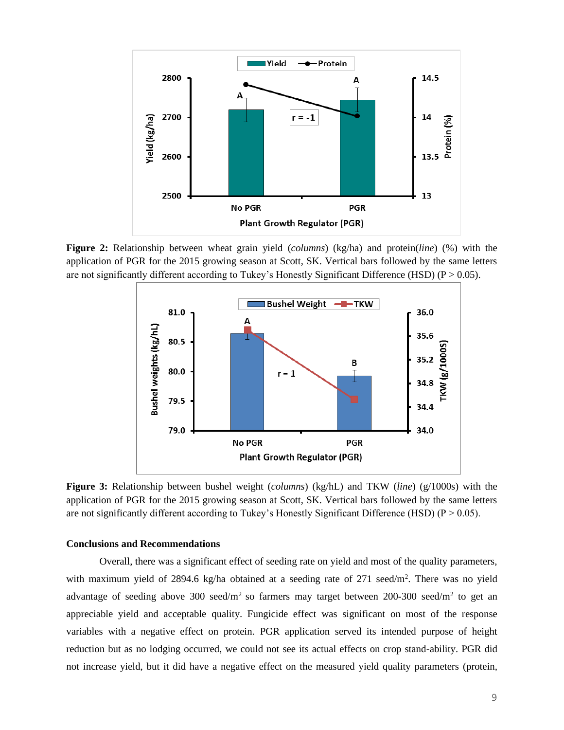**Figure 2:** Relationship between wheat grain yield (*columns*) (kg/ha) and protein(*line*) (%) with the application of PGR for the 2015 growing season at Scott, SK. Vertical bars followed by the same letters are not significantly different according to Tukey's Honestly Significant Difference (HSD) (P > 0.05).

**Figure 3:** Relationship between bushel weight (*columns*) (kg/hL) and TKW (*line*) (g/1000s) with the application of PGR for the 2015 growing season at Scott, SK. Vertical bars followed by the same letters are not significantly different according to Tukey's Honestly Significant Difference (HSD) (P > 0.05).

### Conclusions and Recommendations

Overall, there was a significant effect of seeding rate on yield and most of the quality parameters, with maximum yield of 2894.6 kg/ha obtained at a seeding rate of 271 seed/m$^2$. There was no yield advantage of seeding above 300 seed/m$^2$ so farmers may target between 200-300 seed/m$^2$ to get an appreciable yield and acceptable quality. Fungicide effect was significant on most of the response variables with a negative effect on protein. PGR application served its intended purpose of height reduction but as no lodging occurred, we could not see its actual effects on crop stand-ability. PGR did not increase yield, but it did have a negative effect on the measured yield quality parameters (protein,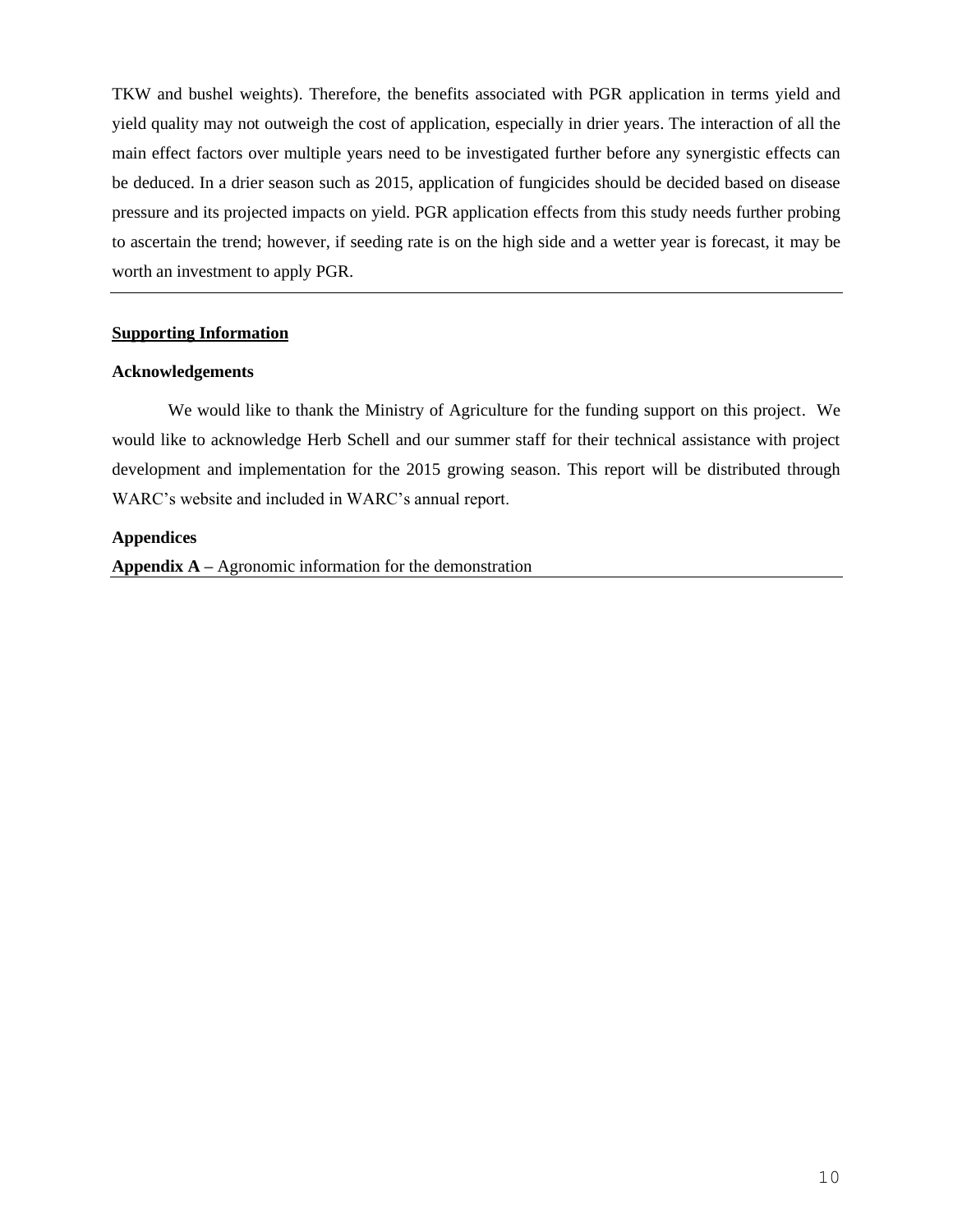TKW and bushel weights). Therefore, the benefits associated with PGR application in terms yield and yield quality may not outweigh the cost of application, especially in drier years. The interaction of all the main effect factors over multiple years need to be investigated further before any synergistic effects can be deduced. In a drier season such as 2015, application of fungicides should be decided based on disease pressure and its projected impacts on yield. PGR application effects from this study needs further probing to ascertain the trend; however, if seeding rate is on the high side and a wetter year is forecast, it may be worth an investment to apply PGR.

---

## Supporting Information

### Acknowledgements

We would like to thank the Ministry of Agriculture for the funding support on this project. We would like to acknowledge Herb Schell and our summer staff for their technical assistance with project development and implementation for the 2015 growing season. This report will be distributed through WARC's website and included in WARC's annual report.

### Appendices

**Appendix A –** Agronomic information for the demonstration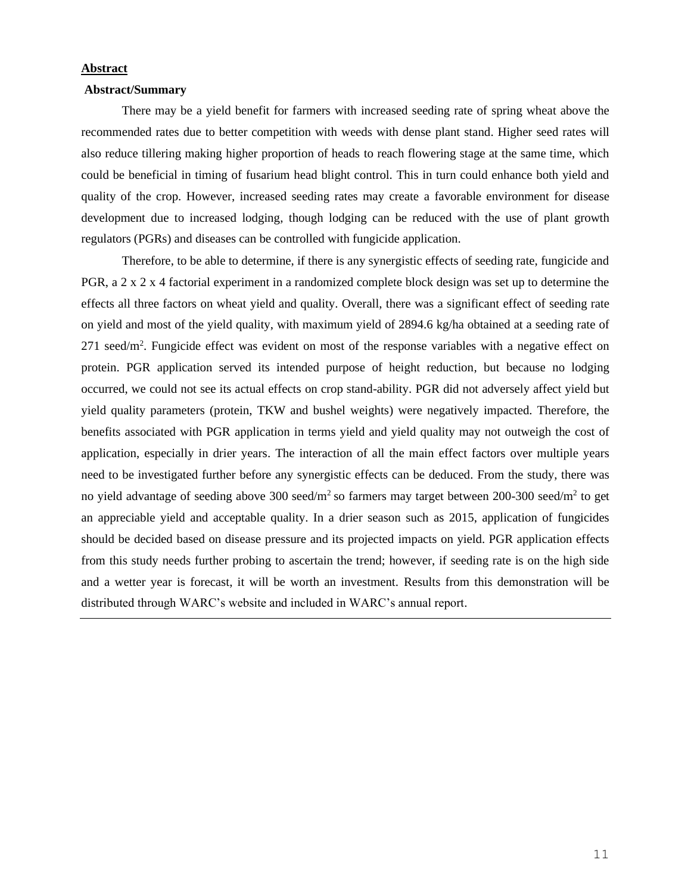## Abstract

### Abstract/Summary

There may be a yield benefit for farmers with increased seeding rate of spring wheat above the recommended rates due to better competition with weeds with dense plant stand. Higher seed rates will also reduce tillering making higher proportion of heads to reach flowering stage at the same time, which could be beneficial in timing of fusarium head blight control. This in turn could enhance both yield and quality of the crop. However, increased seeding rates may create a favorable environment for disease development due to increased lodging, though lodging can be reduced with the use of plant growth regulators (PGRs) and diseases can be controlled with fungicide application.

Therefore, to be able to determine, if there is any synergistic effects of seeding rate, fungicide and PGR, a 2 x 2 x 4 factorial experiment in a randomized complete block design was set up to determine the effects all three factors on wheat yield and quality. Overall, there was a significant effect of seeding rate on yield and most of the yield quality, with maximum yield of 2894.6 kg/ha obtained at a seeding rate of 271 seed/$m^2$. Fungicide effect was evident on most of the response variables with a negative effect on protein. PGR application served its intended purpose of height reduction, but because no lodging occurred, we could not see its actual effects on crop stand-ability. PGR did not adversely affect yield but yield quality parameters (protein, TKW and bushel weights) were negatively impacted. Therefore, the benefits associated with PGR application in terms yield and yield quality may not outweigh the cost of application, especially in drier years. The interaction of all the main effect factors over multiple years need to be investigated further before any synergistic effects can be deduced. From the study, there was no yield advantage of seeding above 300 seed/$m^2$ so farmers may target between 200-300 seed/$m^2$ to get an appreciable yield and acceptable quality. In a drier season such as 2015, application of fungicides should be decided based on disease pressure and its projected impacts on yield. PGR application effects from this study needs further probing to ascertain the trend; however, if seeding rate is on the high side and a wetter year is forecast, it will be worth an investment. Results from this demonstration will be distributed through WARC's website and included in WARC's annual report.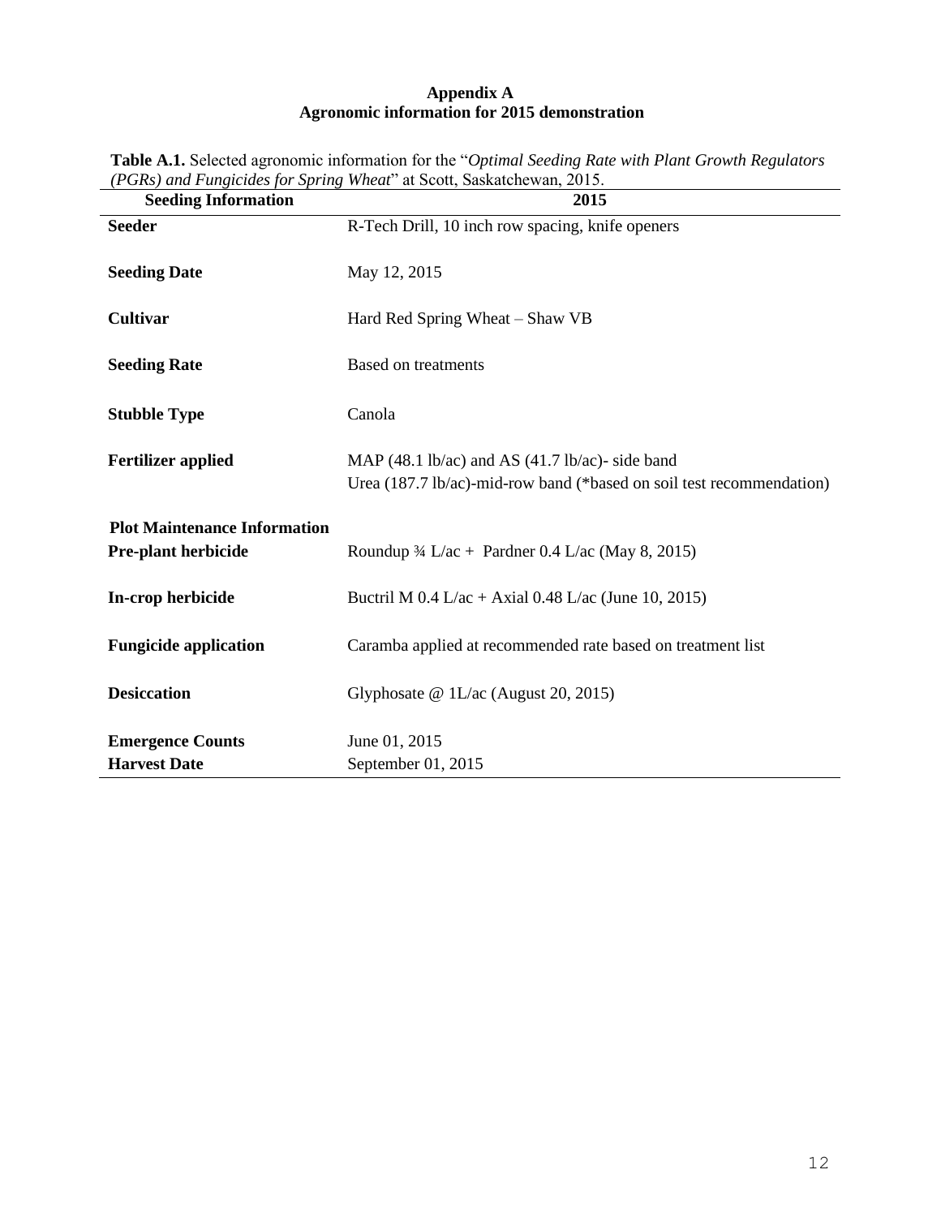**Appendix A**
**Agronomic information for 2015 demonstration**

**Table A.1.** Selected agronomic information for the "*Optimal Seeding Rate with Plant Growth Regulators (PGRs) and Fungicides for Spring Wheat*" at Scott, Saskatchewan, 2015.

| **Seeding Information** | **2015** |
|---|---|
| **Seeder** | R-Tech Drill, 10 inch row spacing, knife openers |
| **Seeding Date** | May 12, 2015 |
| **Cultivar** | Hard Red Spring Wheat – Shaw VB |
| **Seeding Rate** | Based on treatments |
| **Stubble Type** | Canola |
| **Fertilizer applied** | MAP (48.1 lb/ac) and AS (41.7 lb/ac)- side band<br>Urea (187.7 lb/ac)-mid-row band (*based on soil test recommendation) |
| **Plot Maintenance Information** | |
| **Pre-plant herbicide** | Roundup ¾ L/ac + Pardner 0.4 L/ac (May 8, 2015) |
| **In-crop herbicide** | Buctril M 0.4 L/ac + Axial 0.48 L/ac (June 10, 2015) |
| **Fungicide application** | Caramba applied at recommended rate based on treatment list |
| **Desiccation** | Glyphosate @ 1L/ac (August 20, 2015) |
| **Emergence Counts** | June 01, 2015 |
| **Harvest Date** | September 01, 2015 |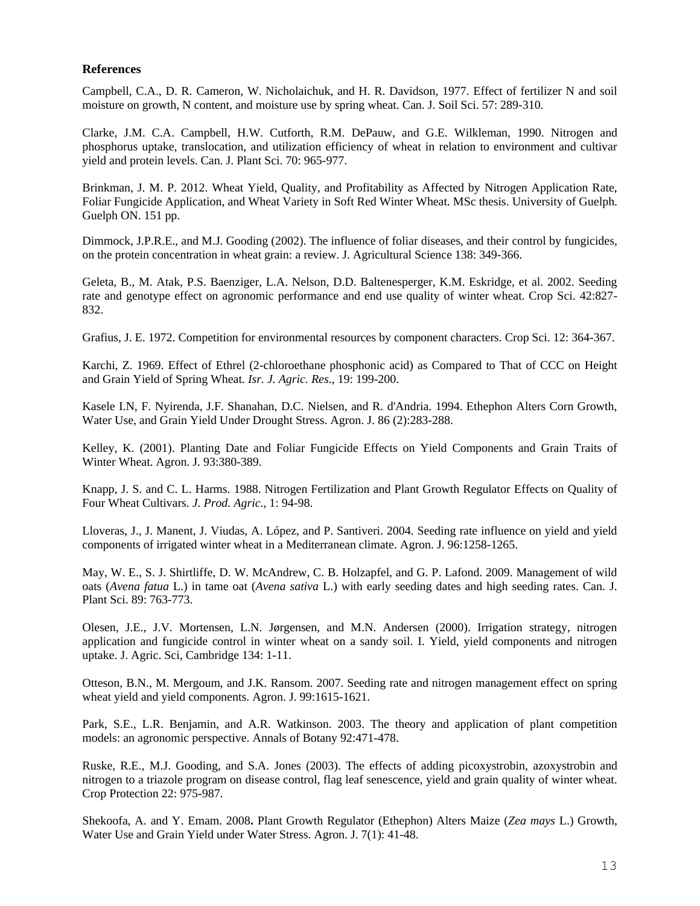**References**

Campbell, C.A., D. R. Cameron, W. Nicholaichuk, and H. R. Davidson, 1977. Effect of fertilizer N and soil moisture on growth, N content, and moisture use by spring wheat. Can. J. Soil Sci. 57: 289-310.

Clarke, J.M. C.A. Campbell, H.W. Cutforth, R.M. DePauw, and G.E. Wilkleman, 1990. Nitrogen and phosphorus uptake, translocation, and utilization efficiency of wheat in relation to environment and cultivar yield and protein levels. Can. J. Plant Sci. 70: 965-977.

Brinkman, J. M. P. 2012. Wheat Yield, Quality, and Profitability as Affected by Nitrogen Application Rate, Foliar Fungicide Application, and Wheat Variety in Soft Red Winter Wheat. MSc thesis. University of Guelph. Guelph ON. 151 pp.

Dimmock, J.P.R.E., and M.J. Gooding (2002). The influence of foliar diseases, and their control by fungicides, on the protein concentration in wheat grain: a review. J. Agricultural Science 138: 349-366.

Geleta, B., M. Atak, P.S. Baenziger, L.A. Nelson, D.D. Baltenesperger, K.M. Eskridge, et al. 2002. Seeding rate and genotype effect on agronomic performance and end use quality of winter wheat. Crop Sci. 42:827-832.

Grafius, J. E. 1972. Competition for environmental resources by component characters. Crop Sci. 12: 364-367.

Karchi, Z. 1969. Effect of Ethrel (2-chloroethane phosphonic acid) as Compared to That of CCC on Height and Grain Yield of Spring Wheat. *Isr. J. Agric. Res*., 19: 199-200.

Kasele I.N, F. Nyirenda, J.F. Shanahan, D.C. Nielsen, and R. d'Andria. 1994. Ethephon Alters Corn Growth, Water Use, and Grain Yield Under Drought Stress. Agron. J. 86 (2):283-288.

Kelley, K. (2001). Planting Date and Foliar Fungicide Effects on Yield Components and Grain Traits of Winter Wheat. Agron. J. 93:380-389.

Knapp, J. S. and C. L. Harms. 1988. Nitrogen Fertilization and Plant Growth Regulator Effects on Quality of Four Wheat Cultivars. *J. Prod. Agric*., 1: 94-98.

Lloveras, J., J. Manent, J. Viudas, A. López, and P. Santiveri. 2004. Seeding rate influence on yield and yield components of irrigated winter wheat in a Mediterranean climate. Agron. J. 96:1258-1265.

May, W. E., S. J. Shirtliffe, D. W. McAndrew, C. B. Holzapfel, and G. P. Lafond. 2009. Management of wild oats (*Avena fatua* L.) in tame oat (*Avena sativa* L.) with early seeding dates and high seeding rates. Can. J. Plant Sci. 89: 763-773.

Olesen, J.E., J.V. Mortensen, L.N. Jørgensen, and M.N. Andersen (2000). Irrigation strategy, nitrogen application and fungicide control in winter wheat on a sandy soil. I. Yield, yield components and nitrogen uptake. J. Agric. Sci, Cambridge 134: 1-11.

Otteson, B.N., M. Mergoum, and J.K. Ransom. 2007. Seeding rate and nitrogen management effect on spring wheat yield and yield components. Agron. J. 99:1615-1621.

Park, S.E., L.R. Benjamin, and A.R. Watkinson. 2003. The theory and application of plant competition models: an agronomic perspective. Annals of Botany 92:471-478.

Ruske, R.E., M.J. Gooding, and S.A. Jones (2003). The effects of adding picoxystrobin, azoxystrobin and nitrogen to a triazole program on disease control, flag leaf senescence, yield and grain quality of winter wheat. Crop Protection 22: 975-987.

Shekoofa, A. and Y. Emam. 2008**.** Plant Growth Regulator (Ethephon) Alters Maize (*Zea mays* L.) Growth, Water Use and Grain Yield under Water Stress. Agron. J. 7(1): 41-48.